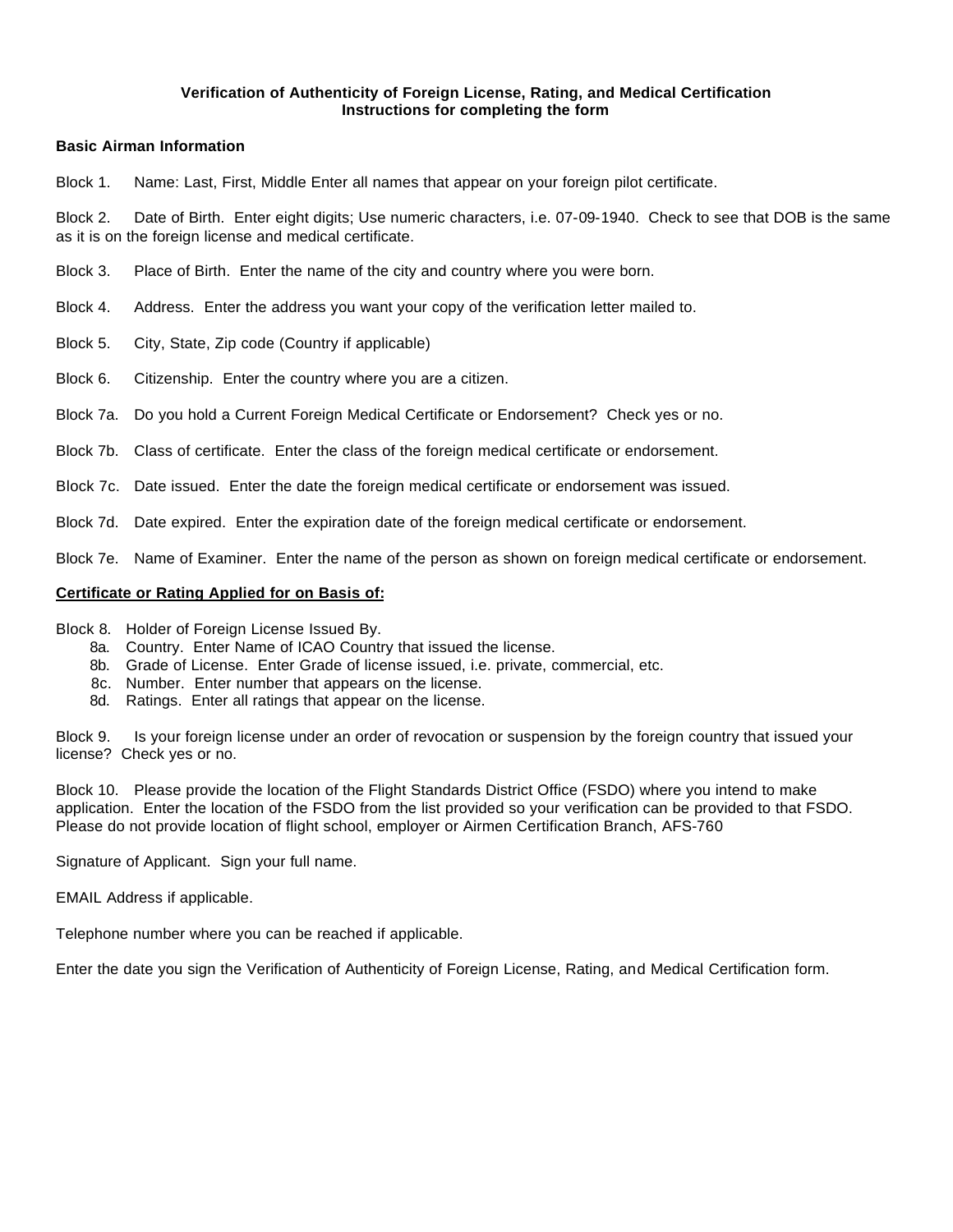**Verification of Authenticity of Foreign License, Rating, and Medical Certification**
**Instructions for completing the form**

**Basic Airman Information**

Block 1. Name: Last, First, Middle Enter all names that appear on your foreign pilot certificate.

Block 2. Date of Birth. Enter eight digits; Use numeric characters, i.e. 07-09-1940. Check to see that DOB is the same as it is on the foreign license and medical certificate.

Block 3. Place of Birth. Enter the name of the city and country where you were born.

Block 4. Address. Enter the address you want your copy of the verification letter mailed to.

Block 5. City, State, Zip code (Country if applicable)

Block 6. Citizenship. Enter the country where you are a citizen.

Block 7a. Do you hold a Current Foreign Medical Certificate or Endorsement? Check yes or no.

Block 7b. Class of certificate. Enter the class of the foreign medical certificate or endorsement.

Block 7c. Date issued. Enter the date the foreign medical certificate or endorsement was issued.

Block 7d. Date expired. Enter the expiration date of the foreign medical certificate or endorsement.

Block 7e. Name of Examiner. Enter the name of the person as shown on foreign medical certificate or endorsement.

**Certificate or Rating Applied for on Basis of:**

Block 8. Holder of Foreign License Issued By.

- 8a. Country. Enter Name of ICAO Country that issued the license.
- 8b. Grade of License. Enter Grade of license issued, i.e. private, commercial, etc.
- 8c. Number. Enter number that appears on the license.
- 8d. Ratings. Enter all ratings that appear on the license.

Block 9. Is your foreign license under an order of revocation or suspension by the foreign country that issued your license? Check yes or no.

Block 10. Please provide the location of the Flight Standards District Office (FSDO) where you intend to make application. Enter the location of the FSDO from the list provided so your verification can be provided to that FSDO. Please do not provide location of flight school, employer or Airmen Certification Branch, AFS-760

Signature of Applicant. Sign your full name.

EMAIL Address if applicable.

Telephone number where you can be reached if applicable.

Enter the date you sign the Verification of Authenticity of Foreign License, Rating, and Medical Certification form.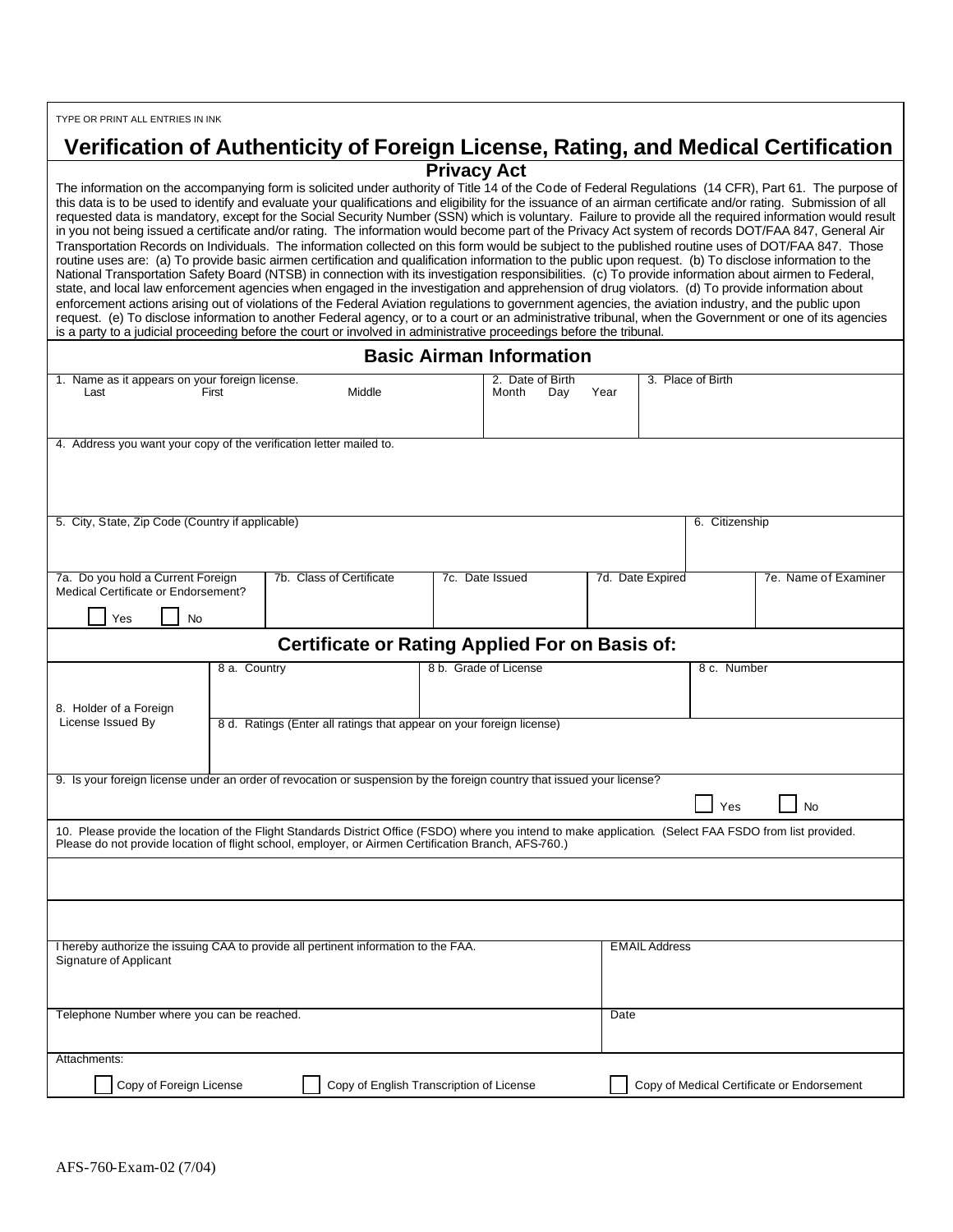TYPE OR PRINT ALL ENTRIES IN INK

# Verification of Authenticity of Foreign License, Rating, and Medical Certification

## Privacy Act

The information on the accompanying form is solicited under authority of Title 14 of the Code of Federal Regulations (14 CFR), Part 61. The purpose of this data is to be used to identify and evaluate your qualifications and eligibility for the issuance of an airman certificate and/or rating. Submission of all requested data is mandatory, except for the Social Security Number (SSN) which is voluntary. Failure to provide all the required information would result in you not being issued a certificate and/or rating. The information would become part of the Privacy Act system of records DOT/FAA 847, General Air Transportation Records on Individuals. The information collected on this form would be subject to the published routine uses of DOT/FAA 847. Those routine uses are: (a) To provide basic airmen certification and qualification information to the public upon request. (b) To disclose information to the National Transportation Safety Board (NTSB) in connection with its investigation responsibilities. (c) To provide information about airmen to Federal, state, and local law enforcement agencies when engaged in the investigation and apprehension of drug violators. (d) To provide information about enforcement actions arising out of violations of the Federal Aviation regulations to government agencies, the aviation industry, and the public upon request. (e) To disclose information to another Federal agency, or to a court or an administrative tribunal, when the Government or one of its agencies is a party to a judicial proceeding before the court or involved in administrative proceedings before the tribunal.

## Basic Airman Information

| 1. Name as it appears on your foreign license. Last / First / Middle | 2. Date of Birth Month / Day / Year | 3. Place of Birth |
|---|---|---|
| | | |

4. Address you want your copy of the verification letter mailed to.

| 5. City, State, Zip Code (Country if applicable) | 6. Citizenship |
|---|---|
| | |

| 7a. Do you hold a Current Foreign Medical Certificate or Endorsement? | 7b. Class of Certificate | 7c. Date Issued | 7d. Date Expired | 7e. Name of Examiner |
|---|---|---|---|---|
| ☐ Yes ☐ No | | | | |

## Certificate or Rating Applied For on Basis of:

| 8. Holder of a Foreign License Issued By | 8 a. Country | 8 b. Grade of License | 8 c. Number |
|---|---|---|---|
| | 8 d. Ratings (Enter all ratings that appear on your foreign license) | | |

9. Is your foreign license under an order of revocation or suspension by the foreign country that issued your license?

☐ Yes ☐ No

10. Please provide the location of the Flight Standards District Office (FSDO) where you intend to make application. (Select FAA FSDO from list provided. Please do not provide location of flight school, employer, or Airmen Certification Branch, AFS-760.)

| I hereby authorize the issuing CAA to provide all pertinent information to the FAA. Signature of Applicant | EMAIL Address |
|---|---|
| Telephone Number where you can be reached. | Date |

Attachments:

☐ Copy of Foreign License ☐ Copy of English Transcription of License ☐ Copy of Medical Certificate or Endorsement

AFS-760-Exam-02 (7/04)